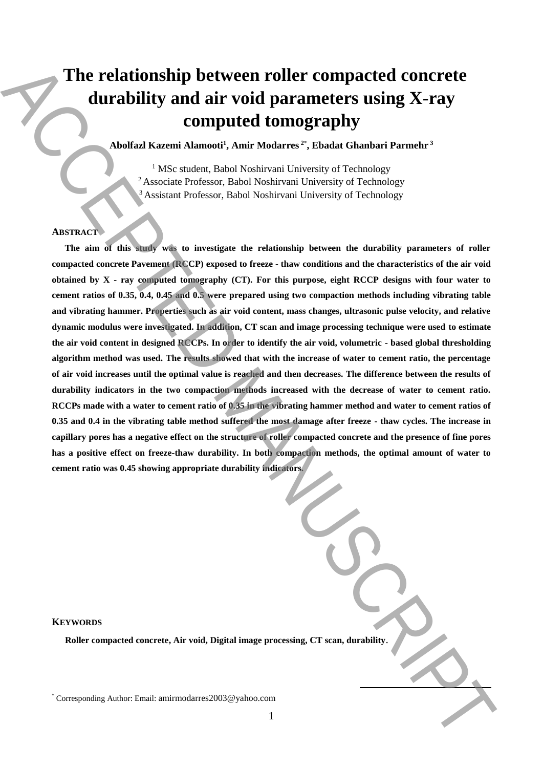# The relationship between roller compacted concrete durability and air void parameters using X-ray computed tomography

**Abolfazl Kazemi Alamooti[1], Amir Modarres [2*], Ebadat Ghanbari Parmehr [3]**

[1] MSc student, Babol Noshirvani University of Technology
[2] Associate Professor, Babol Noshirvani University of Technology
[3] Assistant Professor, Babol Noshirvani University of Technology

## ABSTRACT

**The aim of this study was to investigate the relationship between the durability parameters of roller compacted concrete Pavement (RCCP) exposed to freeze - thaw conditions and the characteristics of the air void obtained by X - ray computed tomography (CT). For this purpose, eight RCCP designs with four water to cement ratios of 0.35, 0.4, 0.45 and 0.5 were prepared using two compaction methods including vibrating table and vibrating hammer. Properties such as air void content, mass changes, ultrasonic pulse velocity, and relative dynamic modulus were investigated. In addition, CT scan and image processing technique were used to estimate the air void content in designed RCCPs. In order to identify the air void, volumetric - based global thresholding algorithm method was used. The results showed that with the increase of water to cement ratio, the percentage of air void increases until the optimal value is reached and then decreases. The difference between the results of durability indicators in the two compaction methods increased with the decrease of water to cement ratio. RCCPs made with a water to cement ratio of 0.35 in the vibrating hammer method and water to cement ratios of 0.35 and 0.4 in the vibrating table method suffered the most damage after freeze - thaw cycles. The increase in capillary pores has a negative effect on the structure of roller compacted concrete and the presence of fine pores has a positive effect on freeze-thaw durability. In both compaction methods, the optimal amount of water to cement ratio was 0.45 showing appropriate durability indicators.**

## KEYWORDS

**Roller compacted concrete, Air void, Digital image processing, CT scan, durability.**

[*] Corresponding Author: Email: amirmodarres2003@yahoo.com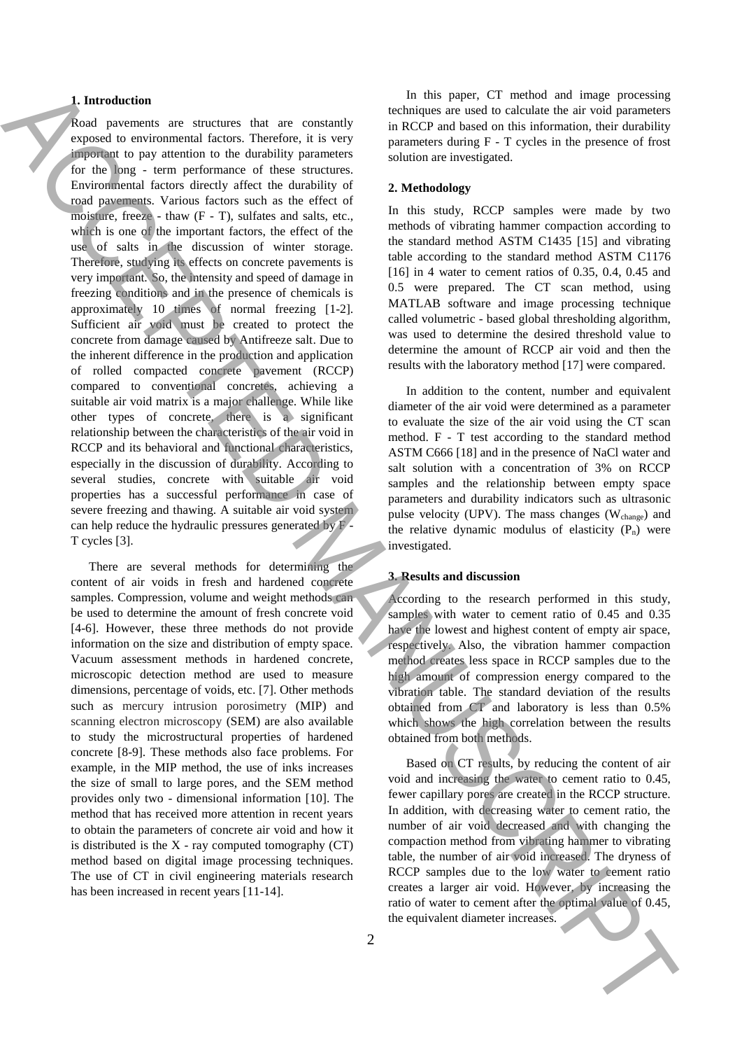## 1. Introduction

Road pavements are structures that are constantly exposed to environmental factors. Therefore, it is very important to pay attention to the durability parameters for the long - term performance of these structures. Environmental factors directly affect the durability of road pavements. Various factors such as the effect of moisture, freeze - thaw (F - T), sulfates and salts, etc., which is one of the important factors, the effect of the use of salts in the discussion of winter storage. Therefore, studying its effects on concrete pavements is very important. So, the intensity and speed of damage in freezing conditions and in the presence of chemicals is approximately 10 times of normal freezing [1-2]. Sufficient air void must be created to protect the concrete from damage caused by Antifreeze salt. Due to the inherent difference in the production and application of rolled compacted concrete pavement (RCCP) compared to conventional concretes, achieving a suitable air void matrix is a major challenge. While like other types of concrete, there is a significant relationship between the characteristics of the air void in RCCP and its behavioral and functional characteristics, especially in the discussion of durability. According to several studies, concrete with suitable air void properties has a successful performance in case of severe freezing and thawing. A suitable air void system can help reduce the hydraulic pressures generated by F - T cycles [3].

There are several methods for determining the content of air voids in fresh and hardened concrete samples. Compression, volume and weight methods can be used to determine the amount of fresh concrete void [4-6]. However, these three methods do not provide information on the size and distribution of empty space. Vacuum assessment methods in hardened concrete, microscopic detection method are used to measure dimensions, percentage of voids, etc. [7]. Other methods such as mercury intrusion porosimetry (MIP) and scanning electron microscopy (SEM) are also available to study the microstructural properties of hardened concrete [8-9]. These methods also face problems. For example, in the MIP method, the use of inks increases the size of small to large pores, and the SEM method provides only two - dimensional information [10]. The method that has received more attention in recent years to obtain the parameters of concrete air void and how it is distributed is the X - ray computed tomography (CT) method based on digital image processing techniques. The use of CT in civil engineering materials research has been increased in recent years [11-14].

In this paper, CT method and image processing techniques are used to calculate the air void parameters in RCCP and based on this information, their durability parameters during F - T cycles in the presence of frost solution are investigated.

## 2. Methodology

In this study, RCCP samples were made by two methods of vibrating hammer compaction according to the standard method ASTM C1435 [15] and vibrating table according to the standard method ASTM C1176 [16] in 4 water to cement ratios of 0.35, 0.4, 0.45 and 0.5 were prepared. The CT scan method, using MATLAB software and image processing technique called volumetric - based global thresholding algorithm, was used to determine the desired threshold value to determine the amount of RCCP air void and then the results with the laboratory method [17] were compared.

In addition to the content, number and equivalent diameter of the air void were determined as a parameter to evaluate the size of the air void using the CT scan method. F - T test according to the standard method ASTM C666 [18] and in the presence of NaCl water and salt solution with a concentration of 3% on RCCP samples and the relationship between empty space parameters and durability indicators such as ultrasonic pulse velocity (UPV). The mass changes ($W_{change}$) and the relative dynamic modulus of elasticity ($P_n$) were investigated.

## 3. Results and discussion

According to the research performed in this study, samples with water to cement ratio of 0.45 and 0.35 have the lowest and highest content of empty air space, respectively. Also, the vibration hammer compaction method creates less space in RCCP samples due to the high amount of compression energy compared to the vibration table. The standard deviation of the results obtained from CT and laboratory is less than 0.5% which shows the high correlation between the results obtained from both methods.

Based on CT results, by reducing the content of air void and increasing the water to cement ratio to 0.45, fewer capillary pores are created in the RCCP structure. In addition, with decreasing water to cement ratio, the number of air void decreased and with changing the compaction method from vibrating hammer to vibrating table, the number of air void increased. The dryness of RCCP samples due to the low water to cement ratio creates a larger air void. However, by increasing the ratio of water to cement after the optimal value of 0.45, the equivalent diameter increases.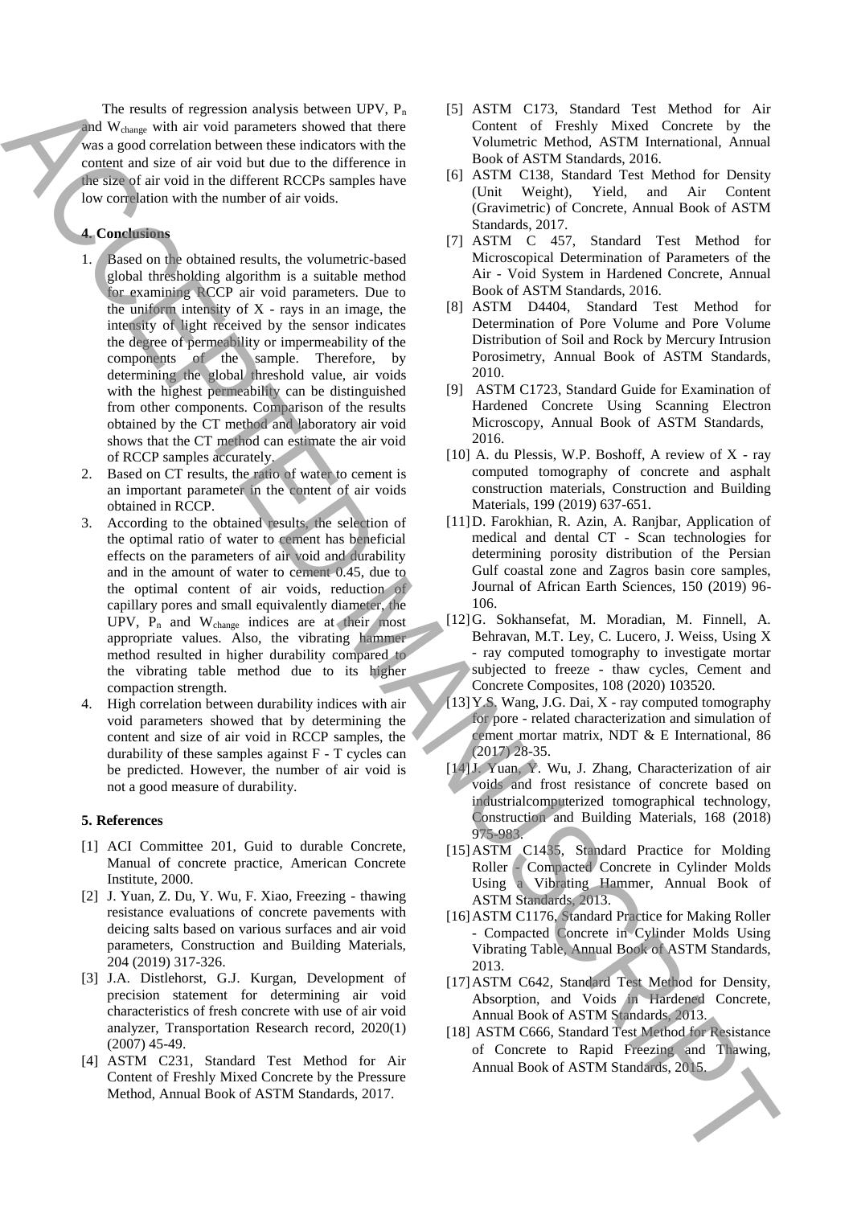The results of regression analysis between UPV, $P_n$ and $W_{change}$ with air void parameters showed that there was a good correlation between these indicators with the content and size of air void but due to the difference in the size of air void in the different RCCPs samples have low correlation with the number of air voids.

## 4. Conclusions

1. Based on the obtained results, the volumetric-based global thresholding algorithm is a suitable method for examining RCCP air void parameters. Due to the uniform intensity of X - rays in an image, the intensity of light received by the sensor indicates the degree of permeability or impermeability of the components of the sample. Therefore, by determining the global threshold value, air voids with the highest permeability can be distinguished from other components. Comparison of the results obtained by the CT method and laboratory air void shows that the CT method can estimate the air void of RCCP samples accurately.
2. Based on CT results, the ratio of water to cement is an important parameter in the content of air voids obtained in RCCP.
3. According to the obtained results, the selection of the optimal ratio of water to cement has beneficial effects on the parameters of air void and durability and in the amount of water to cement 0.45, due to the optimal content of air voids, reduction of capillary pores and small equivalently diameter, the UPV, $P_n$ and $W_{change}$ indices are at their most appropriate values. Also, the vibrating hammer method resulted in higher durability compared to the vibrating table method due to its higher compaction strength.
4. High correlation between durability indices with air void parameters showed that by determining the content and size of air void in RCCP samples, the durability of these samples against F - T cycles can be predicted. However, the number of air void is not a good measure of durability.

## 5. References

[1] ACI Committee 201, Guid to durable Concrete, Manual of concrete practice, American Concrete Institute, 2000.

[2] J. Yuan, Z. Du, Y. Wu, F. Xiao, Freezing - thawing resistance evaluations of concrete pavements with deicing salts based on various surfaces and air void parameters, Construction and Building Materials, 204 (2019) 317-326.

[3] J.A. Distlehorst, G.J. Kurgan, Development of precision statement for determining air void characteristics of fresh concrete with use of air void analyzer, Transportation Research record, 2020(1) (2007) 45-49.

[4] ASTM C231, Standard Test Method for Air Content of Freshly Mixed Concrete by the Pressure Method, Annual Book of ASTM Standards, 2017.

[5] ASTM C173, Standard Test Method for Air Content of Freshly Mixed Concrete by the Volumetric Method, ASTM International, Annual Book of ASTM Standards, 2016.

[6] ASTM C138, Standard Test Method for Density (Unit Weight), Yield, and Air Content (Gravimetric) of Concrete, Annual Book of ASTM Standards, 2017.

[7] ASTM C 457, Standard Test Method for Microscopical Determination of Parameters of the Air - Void System in Hardened Concrete, Annual Book of ASTM Standards, 2016.

[8] ASTM D4404, Standard Test Method for Determination of Pore Volume and Pore Volume Distribution of Soil and Rock by Mercury Intrusion Porosimetry, Annual Book of ASTM Standards, 2010.

[9] ASTM C1723, Standard Guide for Examination of Hardened Concrete Using Scanning Electron Microscopy, Annual Book of ASTM Standards, 2016.

[10] A. du Plessis, W.P. Boshoff, A review of X - ray computed tomography of concrete and asphalt construction materials, Construction and Building Materials, 199 (2019) 637-651.

[11] D. Farokhian, R. Azin, A. Ranjbar, Application of medical and dental CT - Scan technologies for determining porosity distribution of the Persian Gulf coastal zone and Zagros basin core samples, Journal of African Earth Sciences, 150 (2019) 96-106.

[12] G. Sokhansefat, M. Moradian, M. Finnell, A. Behravan, M.T. Ley, C. Lucero, J. Weiss, Using X - ray computed tomography to investigate mortar subjected to freeze - thaw cycles, Cement and Concrete Composites, 108 (2020) 103520.

[13] Y.S. Wang, J.G. Dai, X - ray computed tomography for pore - related characterization and simulation of cement mortar matrix, NDT & E International, 86 (2017) 28-35.

[14] J. Yuan, Y. Wu, J. Zhang, Characterization of air voids and frost resistance of concrete based on industrialcomputerized tomographical technology, Construction and Building Materials, 168 (2018) 975-983.

[15] ASTM C1435, Standard Practice for Molding Roller - Compacted Concrete in Cylinder Molds Using a Vibrating Hammer, Annual Book of ASTM Standards, 2013.

[16] ASTM C1176, Standard Practice for Making Roller - Compacted Concrete in Cylinder Molds Using Vibrating Table, Annual Book of ASTM Standards, 2013.

[17] ASTM C642, Standard Test Method for Density, Absorption, and Voids in Hardened Concrete, Annual Book of ASTM Standards, 2013.

[18] ASTM C666, Standard Test Method for Resistance of Concrete to Rapid Freezing and Thawing, Annual Book of ASTM Standards, 2015.